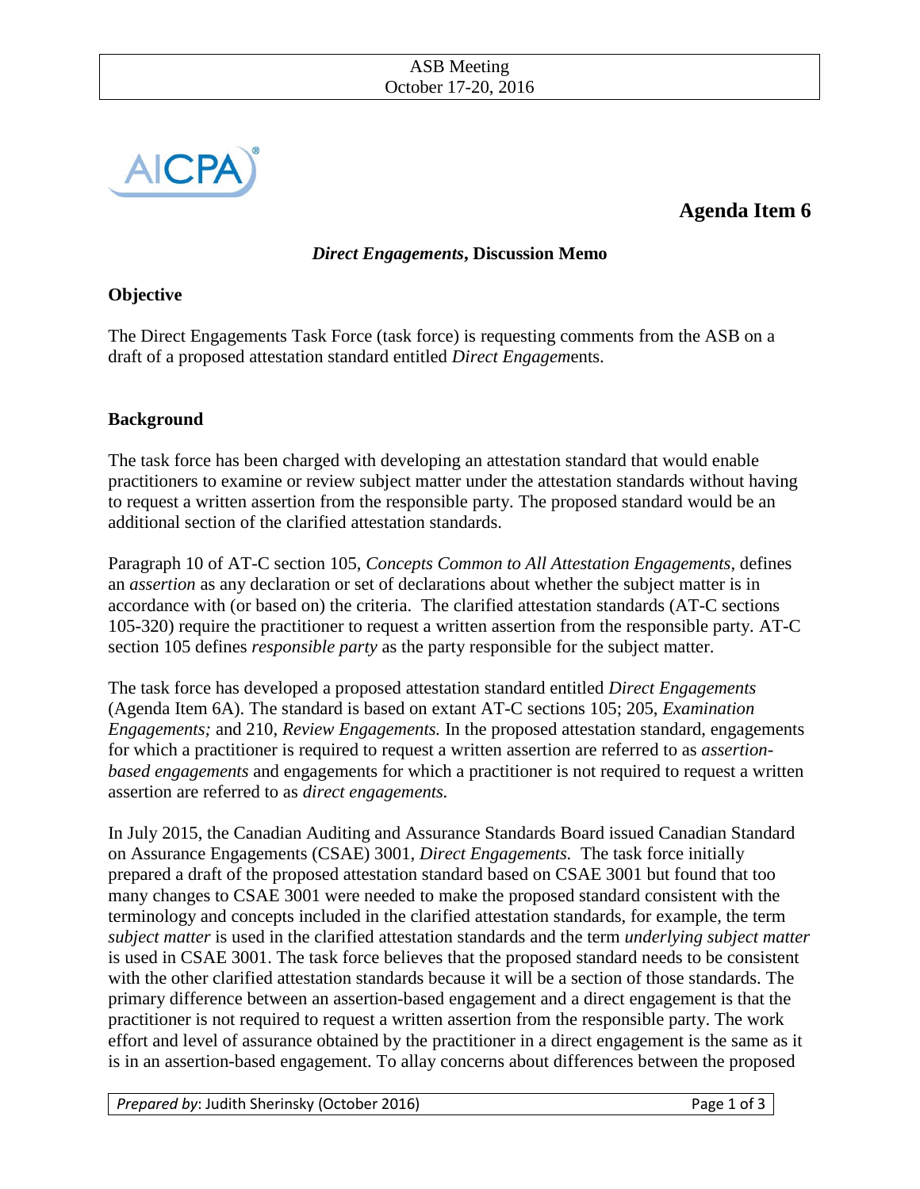ASB Meeting
October 17-20, 2016

**Agenda Item 6**

## *Direct Engagements*, Discussion Memo

### Objective

The Direct Engagements Task Force (task force) is requesting comments from the ASB on a draft of a proposed attestation standard entitled *Direct Engagem*ents.

### Background

The task force has been charged with developing an attestation standard that would enable practitioners to examine or review subject matter under the attestation standards without having to request a written assertion from the responsible party. The proposed standard would be an additional section of the clarified attestation standards.

Paragraph 10 of AT-C section 105, *Concepts Common to All Attestation Engagements*, defines an *assertion* as any declaration or set of declarations about whether the subject matter is in accordance with (or based on) the criteria. The clarified attestation standards (AT-C sections 105-320) require the practitioner to request a written assertion from the responsible party. AT-C section 105 defines *responsible party* as the party responsible for the subject matter.

The task force has developed a proposed attestation standard entitled *Direct Engagements* (Agenda Item 6A). The standard is based on extant AT-C sections 105; 205, *Examination Engagements;* and 210, *Review Engagements.* In the proposed attestation standard, engagements for which a practitioner is required to request a written assertion are referred to as *assertion-based engagements* and engagements for which a practitioner is not required to request a written assertion are referred to as *direct engagements.*

In July 2015, the Canadian Auditing and Assurance Standards Board issued Canadian Standard on Assurance Engagements (CSAE) 3001, *Direct Engagements.* The task force initially prepared a draft of the proposed attestation standard based on CSAE 3001 but found that too many changes to CSAE 3001 were needed to make the proposed standard consistent with the terminology and concepts included in the clarified attestation standards, for example, the term *subject matter* is used in the clarified attestation standards and the term *underlying subject matter* is used in CSAE 3001. The task force believes that the proposed standard needs to be consistent with the other clarified attestation standards because it will be a section of those standards. The primary difference between an assertion-based engagement and a direct engagement is that the practitioner is not required to request a written assertion from the responsible party. The work effort and level of assurance obtained by the practitioner in a direct engagement is the same as it is in an assertion-based engagement. To allay concerns about differences between the proposed

*Prepared by*: Judith Sherinsky (October 2016)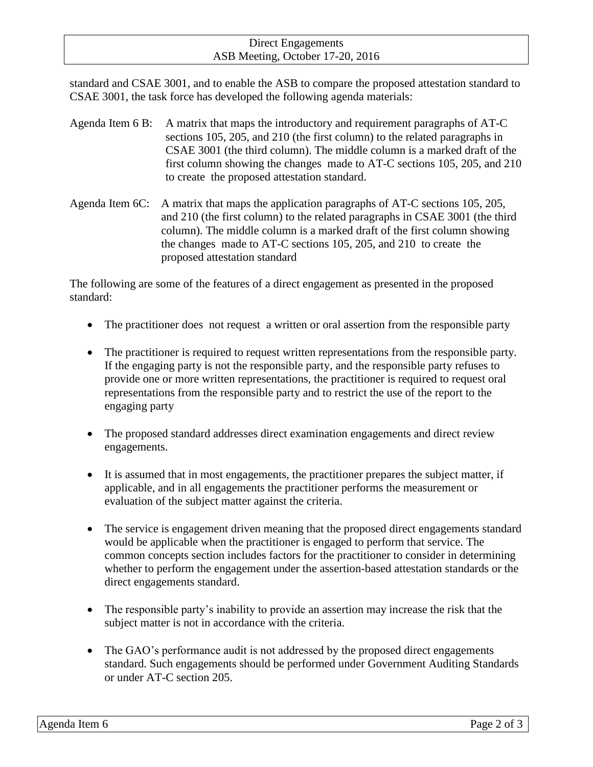standard and CSAE 3001, and to enable the ASB to compare the proposed attestation standard to CSAE 3001, the task force has developed the following agenda materials:

Agenda Item 6 B: A matrix that maps the introductory and requirement paragraphs of AT-C sections 105, 205, and 210 (the first column) to the related paragraphs in CSAE 3001 (the third column). The middle column is a marked draft of the first column showing the changes made to AT-C sections 105, 205, and 210 to create the proposed attestation standard.

Agenda Item 6C: A matrix that maps the application paragraphs of AT-C sections 105, 205, and 210 (the first column) to the related paragraphs in CSAE 3001 (the third column). The middle column is a marked draft of the first column showing the changes made to AT-C sections 105, 205, and 210 to create the proposed attestation standard

The following are some of the features of a direct engagement as presented in the proposed standard:

- The practitioner does not request a written or oral assertion from the responsible party
- The practitioner is required to request written representations from the responsible party. If the engaging party is not the responsible party, and the responsible party refuses to provide one or more written representations, the practitioner is required to request oral representations from the responsible party and to restrict the use of the report to the engaging party
- The proposed standard addresses direct examination engagements and direct review engagements.
- It is assumed that in most engagements, the practitioner prepares the subject matter, if applicable, and in all engagements the practitioner performs the measurement or evaluation of the subject matter against the criteria.
- The service is engagement driven meaning that the proposed direct engagements standard would be applicable when the practitioner is engaged to perform that service. The common concepts section includes factors for the practitioner to consider in determining whether to perform the engagement under the assertion-based attestation standards or the direct engagements standard.
- The responsible party's inability to provide an assertion may increase the risk that the subject matter is not in accordance with the criteria.
- The GAO's performance audit is not addressed by the proposed direct engagements standard. Such engagements should be performed under Government Auditing Standards or under AT-C section 205.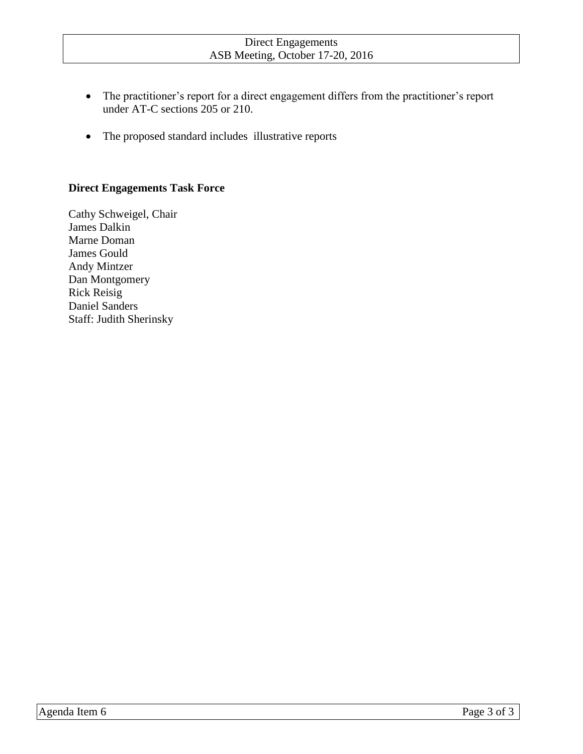- The practitioner's report for a direct engagement differs from the practitioner's report under AT-C sections 205 or 210.
- The proposed standard includes illustrative reports

**Direct Engagements Task Force**

Cathy Schweigel, Chair  
James Dalkin  
Marne Doman  
James Gould  
Andy Mintzer  
Dan Montgomery  
Rick Reisig  
Daniel Sanders  
Staff: Judith Sherinsky